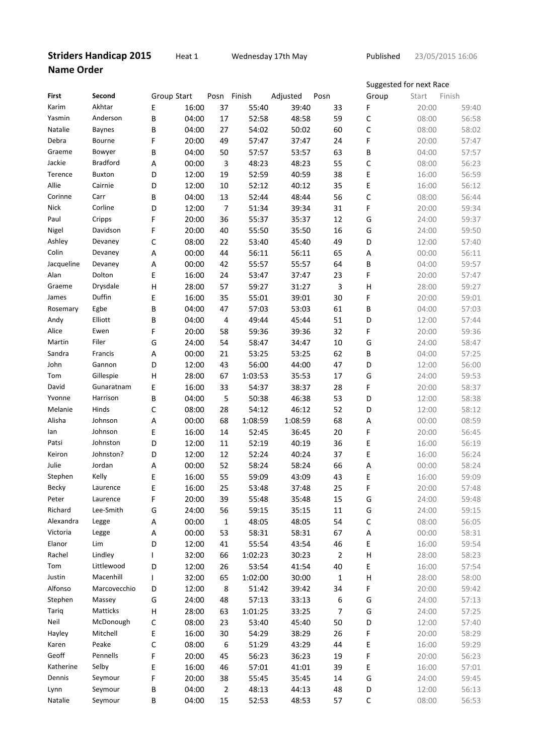**Striders Handicap 2015** Heat 1 Wednesday 17th May Published 23/05/2015 16:06

**Name Order**

| First | Second | Group | Start | Posn | Finish | Adjusted | Posn | Suggested for next Race Group | Start | Finish |
|---|---|---|---|---|---|---|---|---|---|---|
| Karim | Akhtar | E | 16:00 | 37 | 55:40 | 39:40 | 33 | F | 20:00 | 59:40 |
| Yasmin | Anderson | B | 04:00 | 17 | 52:58 | 48:58 | 59 | C | 08:00 | 56:58 |
| Natalie | Baynes | B | 04:00 | 27 | 54:02 | 50:02 | 60 | C | 08:00 | 58:02 |
| Debra | Bourne | F | 20:00 | 49 | 57:47 | 37:47 | 24 | F | 20:00 | 57:47 |
| Graeme | Bowyer | B | 04:00 | 50 | 57:57 | 53:57 | 63 | B | 04:00 | 57:57 |
| Jackie | Bradford | A | 00:00 | 3 | 48:23 | 48:23 | 55 | C | 08:00 | 56:23 |
| Terence | Buxton | D | 12:00 | 19 | 52:59 | 40:59 | 38 | E | 16:00 | 56:59 |
| Allie | Cairnie | D | 12:00 | 10 | 52:12 | 40:12 | 35 | E | 16:00 | 56:12 |
| Corinne | Carr | B | 04:00 | 13 | 52:44 | 48:44 | 56 | C | 08:00 | 56:44 |
| Nick | Corline | D | 12:00 | 7 | 51:34 | 39:34 | 31 | F | 20:00 | 59:34 |
| Paul | Cripps | F | 20:00 | 36 | 55:37 | 35:37 | 12 | G | 24:00 | 59:37 |
| Nigel | Davidson | F | 20:00 | 40 | 55:50 | 35:50 | 16 | G | 24:00 | 59:50 |
| Ashley | Devaney | C | 08:00 | 22 | 53:40 | 45:40 | 49 | D | 12:00 | 57:40 |
| Colin | Devaney | A | 00:00 | 44 | 56:11 | 56:11 | 65 | A | 00:00 | 56:11 |
| Jacqueline | Devaney | A | 00:00 | 42 | 55:57 | 55:57 | 64 | B | 04:00 | 59:57 |
| Alan | Dolton | E | 16:00 | 24 | 53:47 | 37:47 | 23 | F | 20:00 | 57:47 |
| Graeme | Drysdale | H | 28:00 | 57 | 59:27 | 31:27 | 3 | H | 28:00 | 59:27 |
| James | Duffin | E | 16:00 | 35 | 55:01 | 39:01 | 30 | F | 20:00 | 59:01 |
| Rosemary | Egbe | B | 04:00 | 47 | 57:03 | 53:03 | 61 | B | 04:00 | 57:03 |
| Andy | Elliott | B | 04:00 | 4 | 49:44 | 45:44 | 51 | D | 12:00 | 57:44 |
| Alice | Ewen | F | 20:00 | 58 | 59:36 | 39:36 | 32 | F | 20:00 | 59:36 |
| Martin | Filer | G | 24:00 | 54 | 58:47 | 34:47 | 10 | G | 24:00 | 58:47 |
| Sandra | Francis | A | 00:00 | 21 | 53:25 | 53:25 | 62 | B | 04:00 | 57:25 |
| John | Gannon | D | 12:00 | 43 | 56:00 | 44:00 | 47 | D | 12:00 | 56:00 |
| Tom | Gillespie | H | 28:00 | 67 | 1:03:53 | 35:53 | 17 | G | 24:00 | 59:53 |
| David | Gunaratnam | E | 16:00 | 33 | 54:37 | 38:37 | 28 | F | 20:00 | 58:37 |
| Yvonne | Harrison | B | 04:00 | 5 | 50:38 | 46:38 | 53 | D | 12:00 | 58:38 |
| Melanie | Hinds | C | 08:00 | 28 | 54:12 | 46:12 | 52 | D | 12:00 | 58:12 |
| Alisha | Johnson | A | 00:00 | 68 | 1:08:59 | 1:08:59 | 68 | A | 00:00 | 08:59 |
| Ian | Johnson | E | 16:00 | 14 | 52:45 | 36:45 | 20 | F | 20:00 | 56:45 |
| Patsi | Johnston | D | 12:00 | 11 | 52:19 | 40:19 | 36 | E | 16:00 | 56:19 |
| Keiron | Johnston? | D | 12:00 | 12 | 52:24 | 40:24 | 37 | E | 16:00 | 56:24 |
| Julie | Jordan | A | 00:00 | 52 | 58:24 | 58:24 | 66 | A | 00:00 | 58:24 |
| Stephen | Kelly | E | 16:00 | 55 | 59:09 | 43:09 | 43 | E | 16:00 | 59:09 |
| Becky | Laurence | E | 16:00 | 25 | 53:48 | 37:48 | 25 | F | 20:00 | 57:48 |
| Peter | Laurence | F | 20:00 | 39 | 55:48 | 35:48 | 15 | G | 24:00 | 59:48 |
| Richard | Lee-Smith | G | 24:00 | 56 | 59:15 | 35:15 | 11 | G | 24:00 | 59:15 |
| Alexandra | Legge | A | 00:00 | 1 | 48:05 | 48:05 | 54 | C | 08:00 | 56:05 |
| Victoria | Legge | A | 00:00 | 53 | 58:31 | 58:31 | 67 | A | 00:00 | 58:31 |
| Elanor | Lim | D | 12:00 | 41 | 55:54 | 43:54 | 46 | E | 16:00 | 59:54 |
| Rachel | Lindley | I | 32:00 | 66 | 1:02:23 | 30:23 | 2 | H | 28:00 | 58:23 |
| Tom | Littlewood | D | 12:00 | 26 | 53:54 | 41:54 | 40 | E | 16:00 | 57:54 |
| Justin | Macenhill | I | 32:00 | 65 | 1:02:00 | 30:00 | 1 | H | 28:00 | 58:00 |
| Alfonso | Marcovecchio | D | 12:00 | 8 | 51:42 | 39:42 | 34 | F | 20:00 | 59:42 |
| Stephen | Massey | G | 24:00 | 48 | 57:13 | 33:13 | 6 | G | 24:00 | 57:13 |
| Tariq | Matticks | H | 28:00 | 63 | 1:01:25 | 33:25 | 7 | G | 24:00 | 57:25 |
| Neil | McDonough | C | 08:00 | 23 | 53:40 | 45:40 | 50 | D | 12:00 | 57:40 |
| Hayley | Mitchell | E | 16:00 | 30 | 54:29 | 38:29 | 26 | F | 20:00 | 58:29 |
| Karen | Peake | C | 08:00 | 6 | 51:29 | 43:29 | 44 | E | 16:00 | 59:29 |
| Geoff | Pennells | F | 20:00 | 45 | 56:23 | 36:23 | 19 | F | 20:00 | 56:23 |
| Katherine | Selby | E | 16:00 | 46 | 57:01 | 41:01 | 39 | E | 16:00 | 57:01 |
| Dennis | Seymour | F | 20:00 | 38 | 55:45 | 35:45 | 14 | G | 24:00 | 59:45 |
| Lynn | Seymour | B | 04:00 | 2 | 48:13 | 44:13 | 48 | D | 12:00 | 56:13 |
| Natalie | Seymour | B | 04:00 | 15 | 52:53 | 48:53 | 57 | C | 08:00 | 56:53 |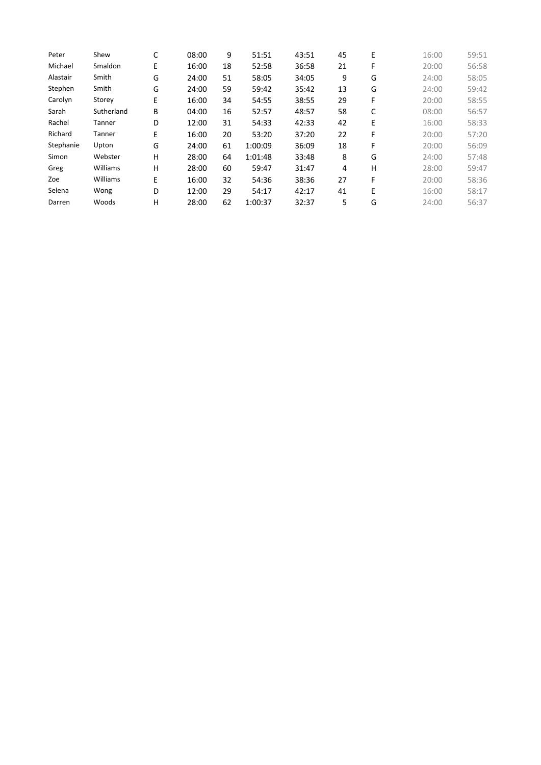|  |  |  |  |  |  |  |  |  |  |  |
|---|---|---|---|---|---|---|---|---|---|---|
| Peter | Shew | C | 08:00 | 9 | 51:51 | 43:51 | 45 | E | 16:00 | 59:51 |
| Michael | Smaldon | E | 16:00 | 18 | 52:58 | 36:58 | 21 | F | 20:00 | 56:58 |
| Alastair | Smith | G | 24:00 | 51 | 58:05 | 34:05 | 9 | G | 24:00 | 58:05 |
| Stephen | Smith | G | 24:00 | 59 | 59:42 | 35:42 | 13 | G | 24:00 | 59:42 |
| Carolyn | Storey | E | 16:00 | 34 | 54:55 | 38:55 | 29 | F | 20:00 | 58:55 |
| Sarah | Sutherland | B | 04:00 | 16 | 52:57 | 48:57 | 58 | C | 08:00 | 56:57 |
| Rachel | Tanner | D | 12:00 | 31 | 54:33 | 42:33 | 42 | E | 16:00 | 58:33 |
| Richard | Tanner | E | 16:00 | 20 | 53:20 | 37:20 | 22 | F | 20:00 | 57:20 |
| Stephanie | Upton | G | 24:00 | 61 | 1:00:09 | 36:09 | 18 | F | 20:00 | 56:09 |
| Simon | Webster | H | 28:00 | 64 | 1:01:48 | 33:48 | 8 | G | 24:00 | 57:48 |
| Greg | Williams | H | 28:00 | 60 | 59:47 | 31:47 | 4 | H | 28:00 | 59:47 |
| Zoe | Williams | E | 16:00 | 32 | 54:36 | 38:36 | 27 | F | 20:00 | 58:36 |
| Selena | Wong | D | 12:00 | 29 | 54:17 | 42:17 | 41 | E | 16:00 | 58:17 |
| Darren | Woods | H | 28:00 | 62 | 1:00:37 | 32:37 | 5 | G | 24:00 | 56:37 |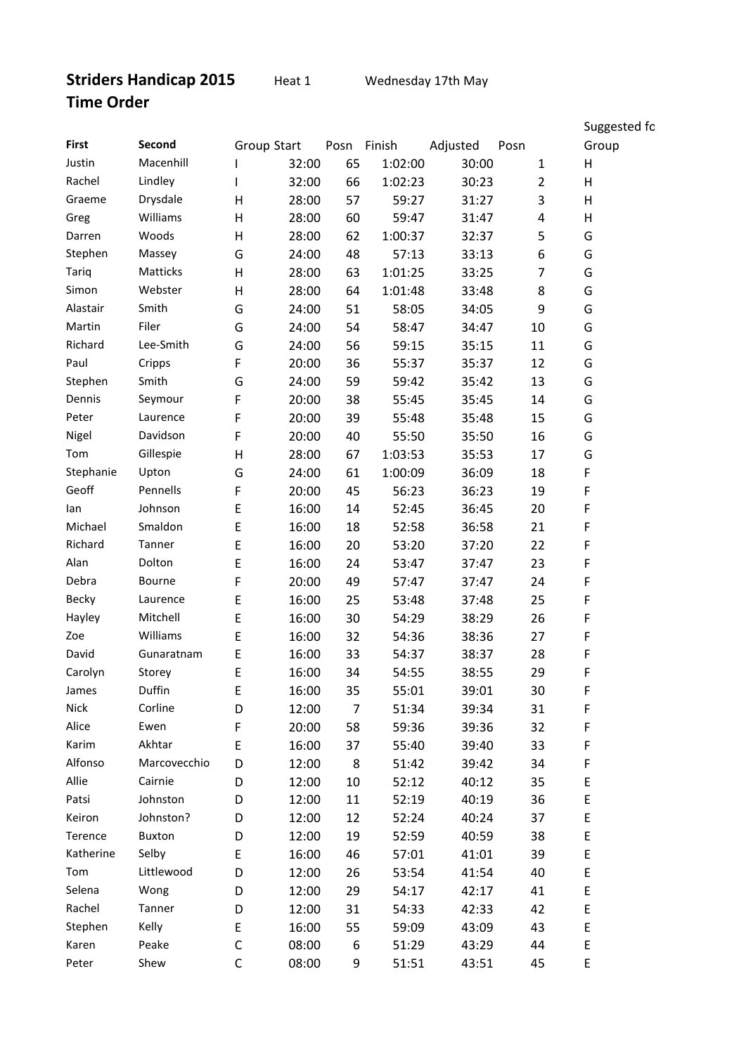**Striders Handicap 2015** Heat 1 Wednesday 17th May

**Time Order**

| First | Second | Group | Start | Posn | Finish | Adjusted | Posn | Suggested fo Group |
|---|---|---|---|---|---|---|---|---|
| Justin | Macenhill | I | 32:00 | 65 | 1:02:00 | 30:00 | 1 | H |
| Rachel | Lindley | I | 32:00 | 66 | 1:02:23 | 30:23 | 2 | H |
| Graeme | Drysdale | H | 28:00 | 57 | 59:27 | 31:27 | 3 | H |
| Greg | Williams | H | 28:00 | 60 | 59:47 | 31:47 | 4 | H |
| Darren | Woods | H | 28:00 | 62 | 1:00:37 | 32:37 | 5 | G |
| Stephen | Massey | G | 24:00 | 48 | 57:13 | 33:13 | 6 | G |
| Tariq | Matticks | H | 28:00 | 63 | 1:01:25 | 33:25 | 7 | G |
| Simon | Webster | H | 28:00 | 64 | 1:01:48 | 33:48 | 8 | G |
| Alastair | Smith | G | 24:00 | 51 | 58:05 | 34:05 | 9 | G |
| Martin | Filer | G | 24:00 | 54 | 58:47 | 34:47 | 10 | G |
| Richard | Lee-Smith | G | 24:00 | 56 | 59:15 | 35:15 | 11 | G |
| Paul | Cripps | F | 20:00 | 36 | 55:37 | 35:37 | 12 | G |
| Stephen | Smith | G | 24:00 | 59 | 59:42 | 35:42 | 13 | G |
| Dennis | Seymour | F | 20:00 | 38 | 55:45 | 35:45 | 14 | G |
| Peter | Laurence | F | 20:00 | 39 | 55:48 | 35:48 | 15 | G |
| Nigel | Davidson | F | 20:00 | 40 | 55:50 | 35:50 | 16 | G |
| Tom | Gillespie | H | 28:00 | 67 | 1:03:53 | 35:53 | 17 | G |
| Stephanie | Upton | G | 24:00 | 61 | 1:00:09 | 36:09 | 18 | F |
| Geoff | Pennells | F | 20:00 | 45 | 56:23 | 36:23 | 19 | F |
| Ian | Johnson | E | 16:00 | 14 | 52:45 | 36:45 | 20 | F |
| Michael | Smaldon | E | 16:00 | 18 | 52:58 | 36:58 | 21 | F |
| Richard | Tanner | E | 16:00 | 20 | 53:20 | 37:20 | 22 | F |
| Alan | Dolton | E | 16:00 | 24 | 53:47 | 37:47 | 23 | F |
| Debra | Bourne | F | 20:00 | 49 | 57:47 | 37:47 | 24 | F |
| Becky | Laurence | E | 16:00 | 25 | 53:48 | 37:48 | 25 | F |
| Hayley | Mitchell | E | 16:00 | 30 | 54:29 | 38:29 | 26 | F |
| Zoe | Williams | E | 16:00 | 32 | 54:36 | 38:36 | 27 | F |
| David | Gunaratnam | E | 16:00 | 33 | 54:37 | 38:37 | 28 | F |
| Carolyn | Storey | E | 16:00 | 34 | 54:55 | 38:55 | 29 | F |
| James | Duffin | E | 16:00 | 35 | 55:01 | 39:01 | 30 | F |
| Nick | Corline | D | 12:00 | 7 | 51:34 | 39:34 | 31 | F |
| Alice | Ewen | F | 20:00 | 58 | 59:36 | 39:36 | 32 | F |
| Karim | Akhtar | E | 16:00 | 37 | 55:40 | 39:40 | 33 | F |
| Alfonso | Marcovecchio | D | 12:00 | 8 | 51:42 | 39:42 | 34 | F |
| Allie | Cairnie | D | 12:00 | 10 | 52:12 | 40:12 | 35 | E |
| Patsi | Johnston | D | 12:00 | 11 | 52:19 | 40:19 | 36 | E |
| Keiron | Johnston? | D | 12:00 | 12 | 52:24 | 40:24 | 37 | E |
| Terence | Buxton | D | 12:00 | 19 | 52:59 | 40:59 | 38 | E |
| Katherine | Selby | E | 16:00 | 46 | 57:01 | 41:01 | 39 | E |
| Tom | Littlewood | D | 12:00 | 26 | 53:54 | 41:54 | 40 | E |
| Selena | Wong | D | 12:00 | 29 | 54:17 | 42:17 | 41 | E |
| Rachel | Tanner | D | 12:00 | 31 | 54:33 | 42:33 | 42 | E |
| Stephen | Kelly | E | 16:00 | 55 | 59:09 | 43:09 | 43 | E |
| Karen | Peake | C | 08:00 | 6 | 51:29 | 43:29 | 44 | E |
| Peter | Shew | C | 08:00 | 9 | 51:51 | 43:51 | 45 | E |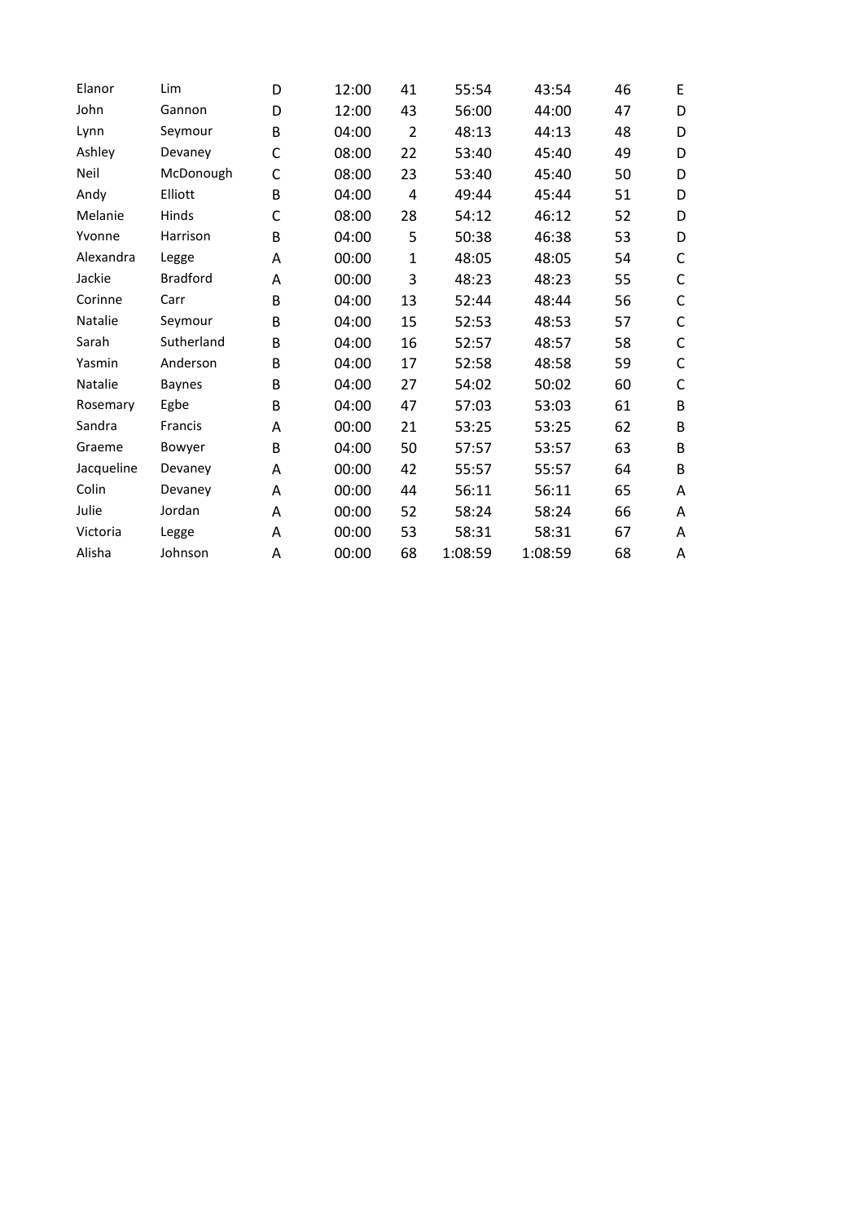| | | | | | | | | |
|---|---|---|---|---|---|---|---|---|
| Elanor | Lim | D | 12:00 | 41 | 55:54 | 43:54 | 46 | E |
| John | Gannon | D | 12:00 | 43 | 56:00 | 44:00 | 47 | D |
| Lynn | Seymour | B | 04:00 | 2 | 48:13 | 44:13 | 48 | D |
| Ashley | Devaney | C | 08:00 | 22 | 53:40 | 45:40 | 49 | D |
| Neil | McDonough | C | 08:00 | 23 | 53:40 | 45:40 | 50 | D |
| Andy | Elliott | B | 04:00 | 4 | 49:44 | 45:44 | 51 | D |
| Melanie | Hinds | C | 08:00 | 28 | 54:12 | 46:12 | 52 | D |
| Yvonne | Harrison | B | 04:00 | 5 | 50:38 | 46:38 | 53 | D |
| Alexandra | Legge | A | 00:00 | 1 | 48:05 | 48:05 | 54 | C |
| Jackie | Bradford | A | 00:00 | 3 | 48:23 | 48:23 | 55 | C |
| Corinne | Carr | B | 04:00 | 13 | 52:44 | 48:44 | 56 | C |
| Natalie | Seymour | B | 04:00 | 15 | 52:53 | 48:53 | 57 | C |
| Sarah | Sutherland | B | 04:00 | 16 | 52:57 | 48:57 | 58 | C |
| Yasmin | Anderson | B | 04:00 | 17 | 52:58 | 48:58 | 59 | C |
| Natalie | Baynes | B | 04:00 | 27 | 54:02 | 50:02 | 60 | C |
| Rosemary | Egbe | B | 04:00 | 47 | 57:03 | 53:03 | 61 | B |
| Sandra | Francis | A | 00:00 | 21 | 53:25 | 53:25 | 62 | B |
| Graeme | Bowyer | B | 04:00 | 50 | 57:57 | 53:57 | 63 | B |
| Jacqueline | Devaney | A | 00:00 | 42 | 55:57 | 55:57 | 64 | B |
| Colin | Devaney | A | 00:00 | 44 | 56:11 | 56:11 | 65 | A |
| Julie | Jordan | A | 00:00 | 52 | 58:24 | 58:24 | 66 | A |
| Victoria | Legge | A | 00:00 | 53 | 58:31 | 58:31 | 67 | A |
| Alisha | Johnson | A | 00:00 | 68 | 1:08:59 | 1:08:59 | 68 | A |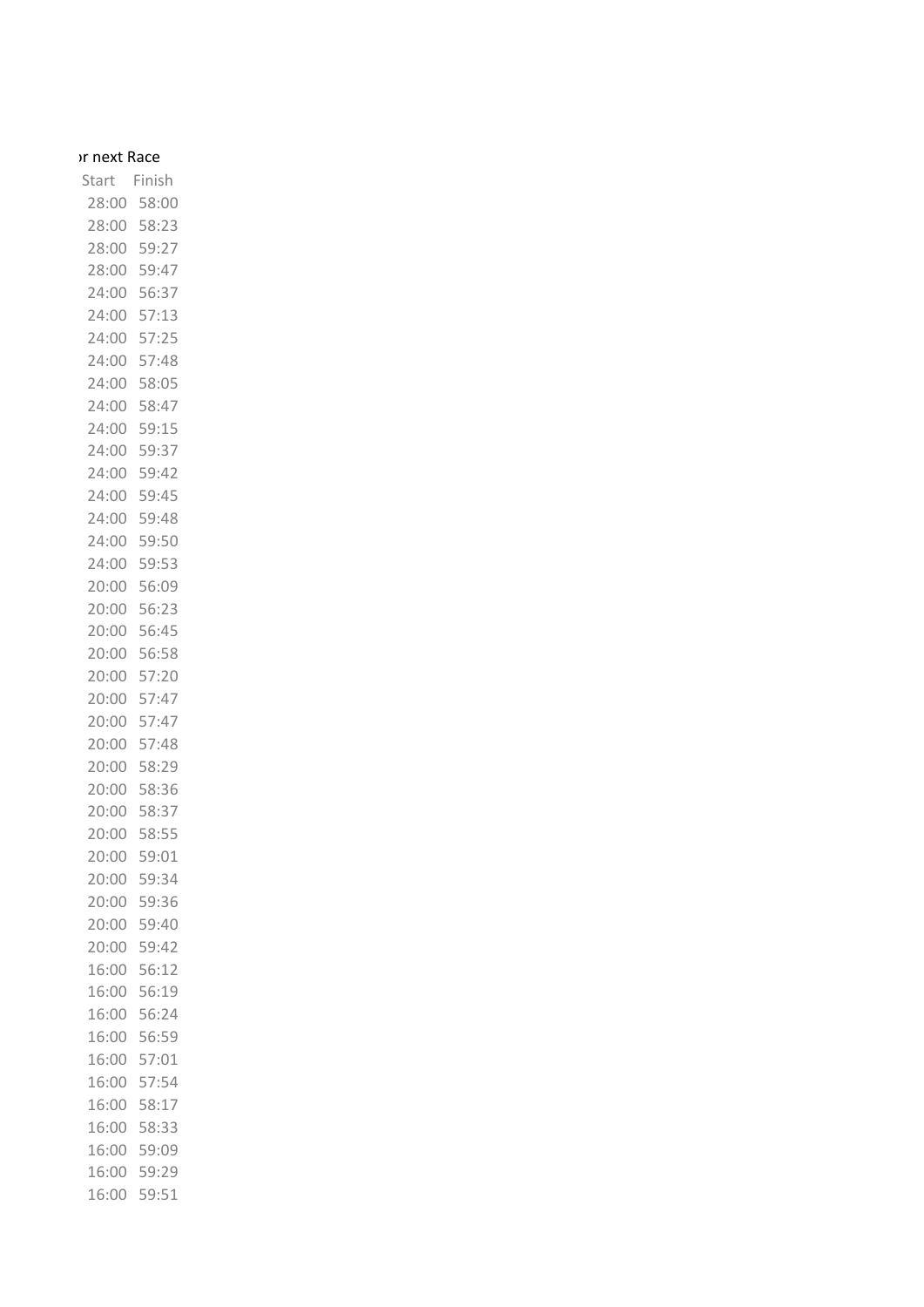ɔr next Race

| Start | Finish |
|---|---|
| 28:00 | 58:00 |
| 28:00 | 58:23 |
| 28:00 | 59:27 |
| 28:00 | 59:47 |
| 24:00 | 56:37 |
| 24:00 | 57:13 |
| 24:00 | 57:25 |
| 24:00 | 57:48 |
| 24:00 | 58:05 |
| 24:00 | 58:47 |
| 24:00 | 59:15 |
| 24:00 | 59:37 |
| 24:00 | 59:42 |
| 24:00 | 59:45 |
| 24:00 | 59:48 |
| 24:00 | 59:50 |
| 24:00 | 59:53 |
| 20:00 | 56:09 |
| 20:00 | 56:23 |
| 20:00 | 56:45 |
| 20:00 | 56:58 |
| 20:00 | 57:20 |
| 20:00 | 57:47 |
| 20:00 | 57:47 |
| 20:00 | 57:48 |
| 20:00 | 58:29 |
| 20:00 | 58:36 |
| 20:00 | 58:37 |
| 20:00 | 58:55 |
| 20:00 | 59:01 |
| 20:00 | 59:34 |
| 20:00 | 59:36 |
| 20:00 | 59:40 |
| 20:00 | 59:42 |
| 16:00 | 56:12 |
| 16:00 | 56:19 |
| 16:00 | 56:24 |
| 16:00 | 56:59 |
| 16:00 | 57:01 |
| 16:00 | 57:54 |
| 16:00 | 58:17 |
| 16:00 | 58:33 |
| 16:00 | 59:09 |
| 16:00 | 59:29 |
| 16:00 | 59:51 |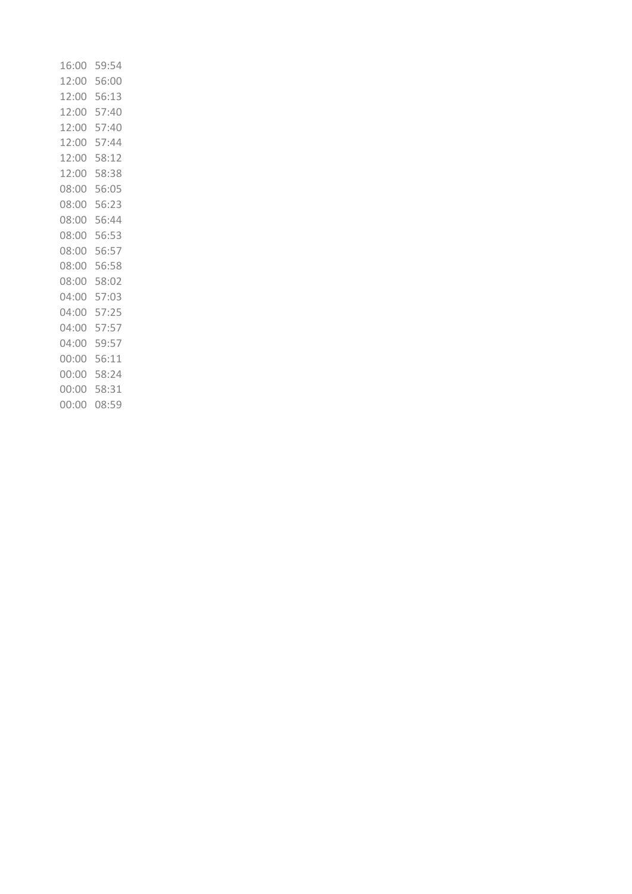| | |
|---|---|
| 16:00 | 59:54 |
| 12:00 | 56:00 |
| 12:00 | 56:13 |
| 12:00 | 57:40 |
| 12:00 | 57:40 |
| 12:00 | 57:44 |
| 12:00 | 58:12 |
| 12:00 | 58:38 |
| 08:00 | 56:05 |
| 08:00 | 56:23 |
| 08:00 | 56:44 |
| 08:00 | 56:53 |
| 08:00 | 56:57 |
| 08:00 | 56:58 |
| 08:00 | 58:02 |
| 04:00 | 57:03 |
| 04:00 | 57:25 |
| 04:00 | 57:57 |
| 04:00 | 59:57 |
| 00:00 | 56:11 |
| 00:00 | 58:24 |
| 00:00 | 58:31 |
| 00:00 | 08:59 |